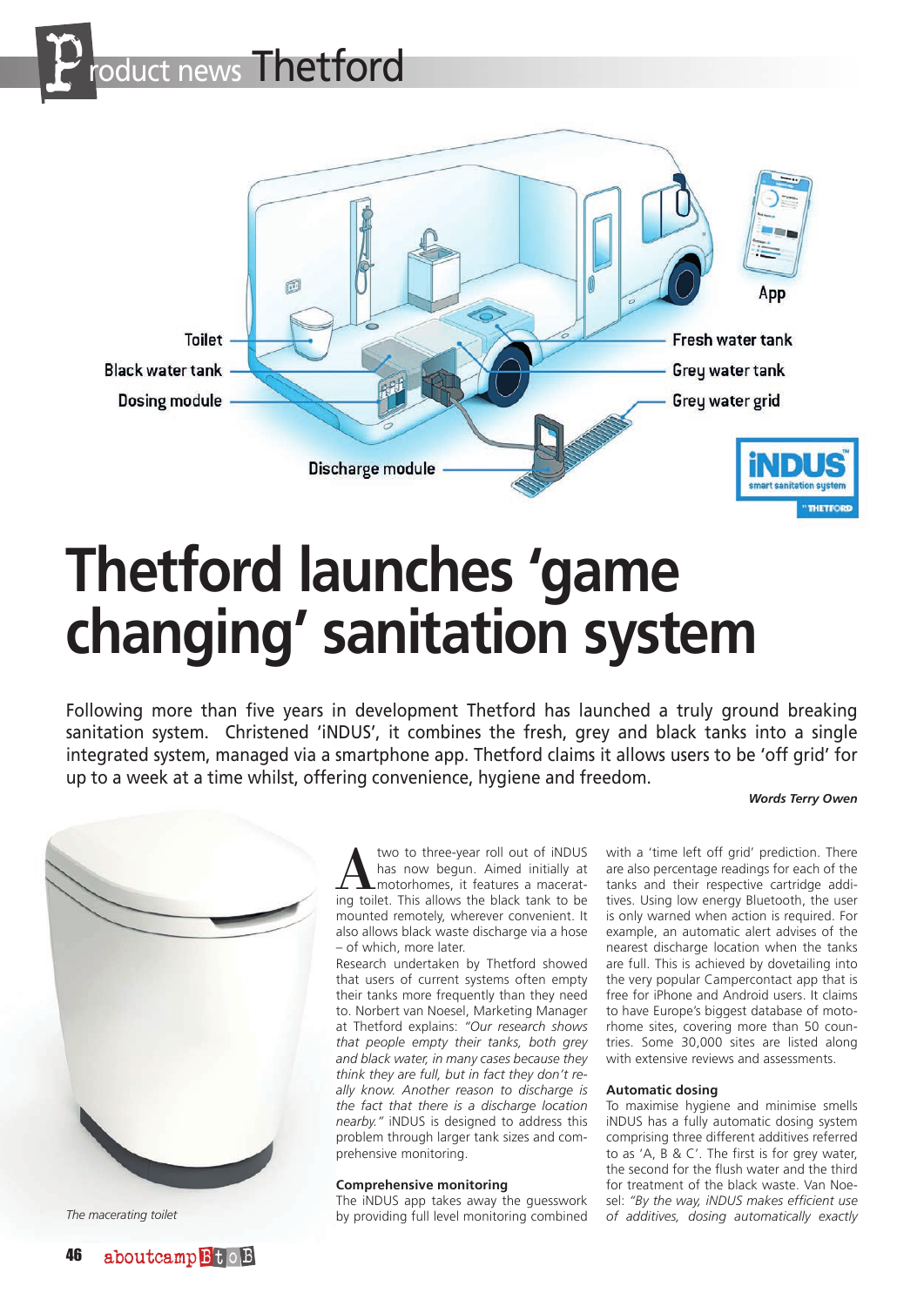# Thetford launches 'game changing' sanitation system

Following more than five years in development Thetford has launched a truly ground breaking sanitation system. Christened 'iNDUS', it combines the fresh, grey and black tanks into a single integrated system, managed via a smartphone app. Thetford claims it allows users to be 'off grid' for up to a week at a time whilst, offering convenience, hygiene and freedom.

***Words Terry Owen***

*The macerating toilet*

A two to three-year roll out of iNDUS has now begun. Aimed initially at motorhomes, it features a macerating toilet. This allows the black tank to be mounted remotely, wherever convenient. It also allows black waste discharge via a hose – of which, more later.

Research undertaken by Thetford showed that users of current systems often empty their tanks more frequently than they need to. Norbert van Noesel, Marketing Manager at Thetford explains: *"Our research shows that people empty their tanks, both grey and black water, in many cases because they think they are full, but in fact they don't really know. Another reason to discharge is the fact that there is a discharge location nearby."* iNDUS is designed to address this problem through larger tank sizes and comprehensive monitoring.

### Comprehensive monitoring

The iNDUS app takes away the guesswork by providing full level monitoring combined with a 'time left off grid' prediction. There are also percentage readings for each of the tanks and their respective cartridge additives. Using low energy Bluetooth, the user is only warned when action is required. For example, an automatic alert advises of the nearest discharge location when the tanks are full. This is achieved by dovetailing into the very popular Campercontact app that is free for iPhone and Android users. It claims to have Europe's biggest database of motorhome sites, covering more than 50 countries. Some 30,000 sites are listed along with extensive reviews and assessments.

### Automatic dosing

To maximise hygiene and minimise smells iNDUS has a fully automatic dosing system comprising three different additives referred to as 'A, B & C'. The first is for grey water, the second for the flush water and the third for treatment of the black waste. Van Noesel: *"By the way, iNDUS makes efficient use of additives, dosing automatically exactly*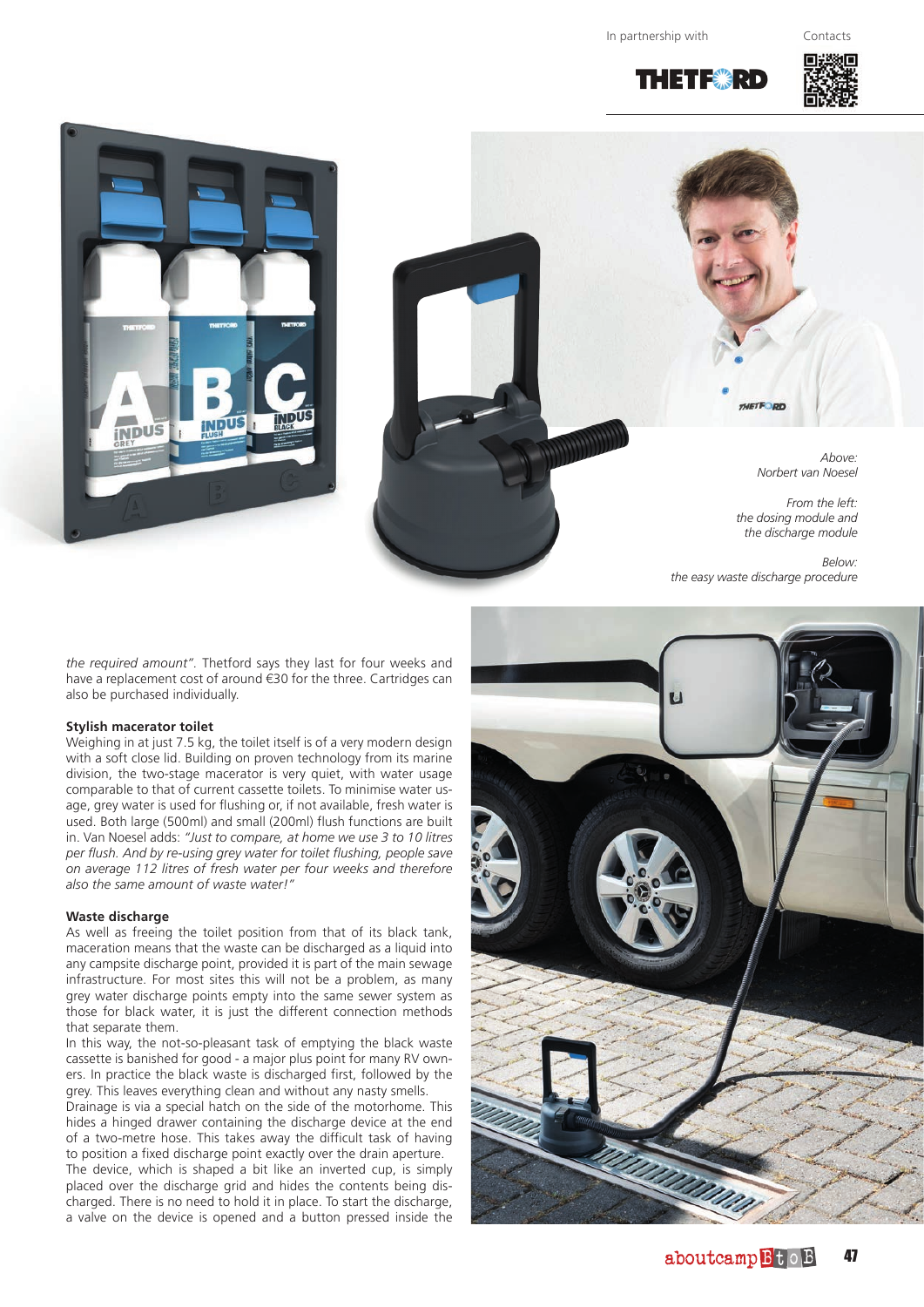In partnership with

Contacts

*Above:*
*Norbert van Noesel*

*From the left:*
*the dosing module and*
*the discharge module*

*Below:*
*the easy waste discharge procedure*

*the required amount"*. Thetford says they last for four weeks and have a replacement cost of around €30 for the three. Cartridges can also be purchased individually.

**Stylish macerator toilet**

Weighing in at just 7.5 kg, the toilet itself is of a very modern design with a soft close lid. Building on proven technology from its marine division, the two-stage macerator is very quiet, with water usage comparable to that of current cassette toilets. To minimise water usage, grey water is used for flushing or, if not available, fresh water is used. Both large (500ml) and small (200ml) flush functions are built in. Van Noesel adds: *"Just to compare, at home we use 3 to 10 litres per flush. And by re-using grey water for toilet flushing, people save on average 112 litres of fresh water per four weeks and therefore also the same amount of waste water!"*

**Waste discharge**

As well as freeing the toilet position from that of its black tank, maceration means that the waste can be discharged as a liquid into any campsite discharge point, provided it is part of the main sewage infrastructure. For most sites this will not be a problem, as many grey water discharge points empty into the same sewer system as those for black water, it is just the different connection methods that separate them.

In this way, the not-so-pleasant task of emptying the black waste cassette is banished for good - a major plus point for many RV owners. In practice the black waste is discharged first, followed by the grey. This leaves everything clean and without any nasty smells.

Drainage is via a special hatch on the side of the motorhome. This hides a hinged drawer containing the discharge device at the end of a two-metre hose. This takes away the difficult task of having to position a fixed discharge point exactly over the drain aperture.

The device, which is shaped a bit like an inverted cup, is simply placed over the discharge grid and hides the contents being discharged. There is no need to hold it in place. To start the discharge, a valve on the device is opened and a button pressed inside the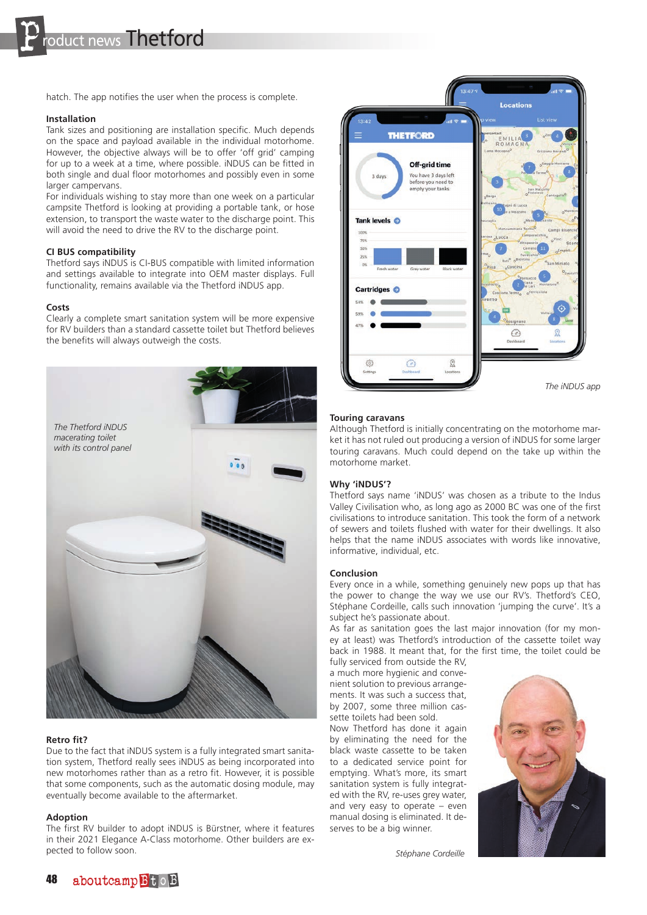hatch. The app notifies the user when the process is complete.

### Installation

Tank sizes and positioning are installation specific. Much depends on the space and payload available in the individual motorhome. However, the objective always will be to offer 'off grid' camping for up to a week at a time, where possible. iNDUS can be fitted in both single and dual floor motorhomes and possibly even in some larger campervans.

For individuals wishing to stay more than one week on a particular campsite Thetford is looking at providing a portable tank, or hose extension, to transport the waste water to the discharge point. This will avoid the need to drive the RV to the discharge point.

### CI BUS compatibility

Thetford says iNDUS is CI-BUS compatible with limited information and settings available to integrate into OEM master displays. Full functionality, remains available via the Thetford iNDUS app.

### Costs

Clearly a complete smart sanitation system will be more expensive for RV builders than a standard cassette toilet but Thetford believes the benefits will always outweigh the costs.

*The Thetford iNDUS macerating toilet with its control panel*

### Retro fit?

Due to the fact that iNDUS system is a fully integrated smart sanitation system, Thetford really sees iNDUS as being incorporated into new motorhomes rather than as a retro fit. However, it is possible that some components, such as the automatic dosing module, may eventually become available to the aftermarket.

### Adoption

The first RV builder to adopt iNDUS is Bürstner, where it features in their 2021 Elegance A-Class motorhome. Other builders are expected to follow soon.

*The iNDUS app*

### Touring caravans

Although Thetford is initially concentrating on the motorhome market it has not ruled out producing a version of iNDUS for some larger touring caravans. Much could depend on the take up within the motorhome market.

### Why 'iNDUS'?

Thetford says name 'iNDUS' was chosen as a tribute to the Indus Valley Civilisation who, as long ago as 2000 BC was one of the first civilisations to introduce sanitation. This took the form of a network of sewers and toilets flushed with water for their dwellings. It also helps that the name iNDUS associates with words like innovative, informative, individual, etc.

### Conclusion

Every once in a while, something genuinely new pops up that has the power to change the way we use our RV's. Thetford's CEO, Stéphane Cordeille, calls such innovation 'jumping the curve'. It's a subject he's passionate about.

As far as sanitation goes the last major innovation (for my money at least) was Thetford's introduction of the cassette toilet way back in 1988. It meant that, for the first time, the toilet could be fully serviced from outside the RV, a much more hygienic and convenient solution to previous arrangements. It was such a success that, by 2007, some three million cassette toilets had been sold.

Now Thetford has done it again by eliminating the need for the black waste cassette to be taken to a dedicated service point for emptying. What's more, its smart sanitation system is fully integrated with the RV, re-uses grey water, and very easy to operate – even manual dosing is eliminated. It deserves to be a big winner.

*Stéphane Cordeille*